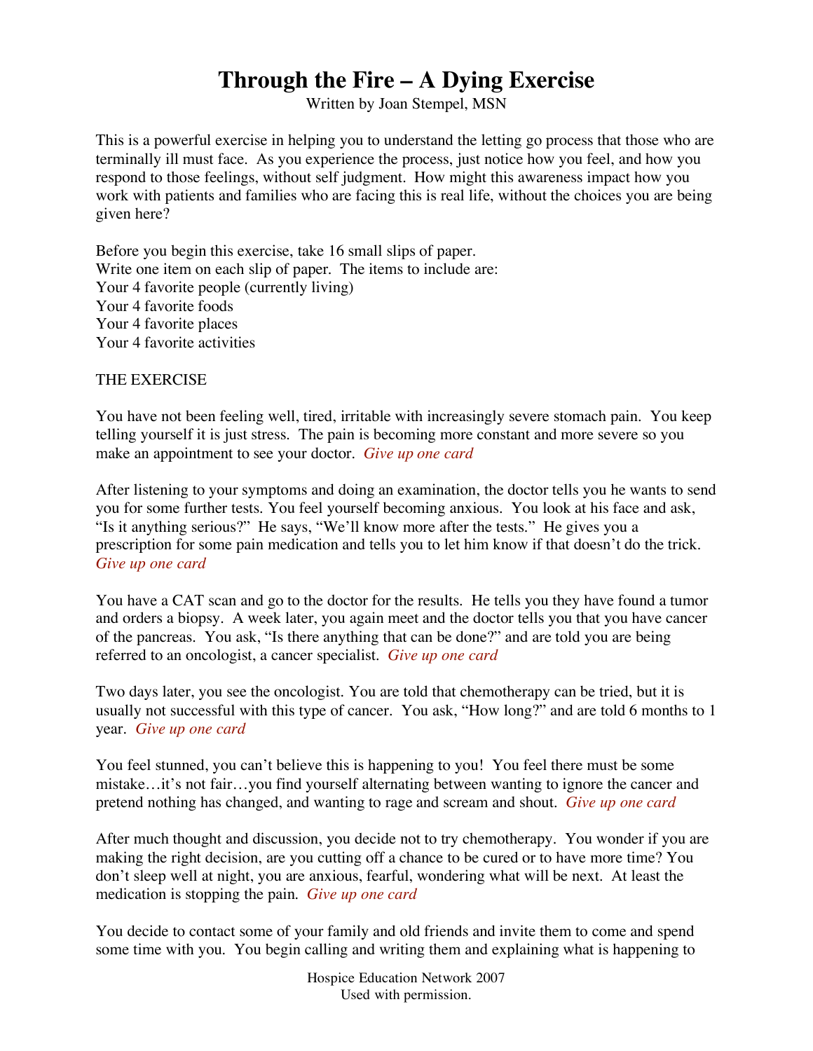# Through the Fire – A Dying Exercise

Written by Joan Stempel, MSN

This is a powerful exercise in helping you to understand the letting go process that those who are terminally ill must face. As you experience the process, just notice how you feel, and how you respond to those feelings, without self judgment. How might this awareness impact how you work with patients and families who are facing this is real life, without the choices you are being given here?

Before you begin this exercise, take 16 small slips of paper.
Write one item on each slip of paper. The items to include are:
Your 4 favorite people (currently living)
Your 4 favorite foods
Your 4 favorite places
Your 4 favorite activities

THE EXERCISE

You have not been feeling well, tired, irritable with increasingly severe stomach pain. You keep telling yourself it is just stress. The pain is becoming more constant and more severe so you make an appointment to see your doctor. *Give up one card*

After listening to your symptoms and doing an examination, the doctor tells you he wants to send you for some further tests. You feel yourself becoming anxious. You look at his face and ask, "Is it anything serious?" He says, "We'll know more after the tests." He gives you a prescription for some pain medication and tells you to let him know if that doesn't do the trick. *Give up one card*

You have a CAT scan and go to the doctor for the results. He tells you they have found a tumor and orders a biopsy. A week later, you again meet and the doctor tells you that you have cancer of the pancreas. You ask, "Is there anything that can be done?" and are told you are being referred to an oncologist, a cancer specialist. *Give up one card*

Two days later, you see the oncologist. You are told that chemotherapy can be tried, but it is usually not successful with this type of cancer. You ask, "How long?" and are told 6 months to 1 year. *Give up one card*

You feel stunned, you can't believe this is happening to you! You feel there must be some mistake…it's not fair…you find yourself alternating between wanting to ignore the cancer and pretend nothing has changed, and wanting to rage and scream and shout. *Give up one card*

After much thought and discussion, you decide not to try chemotherapy. You wonder if you are making the right decision, are you cutting off a chance to be cured or to have more time? You don't sleep well at night, you are anxious, fearful, wondering what will be next. At least the medication is stopping the pain. *Give up one card*

You decide to contact some of your family and old friends and invite them to come and spend some time with you. You begin calling and writing them and explaining what is happening to

Hospice Education Network 2007
Used with permission.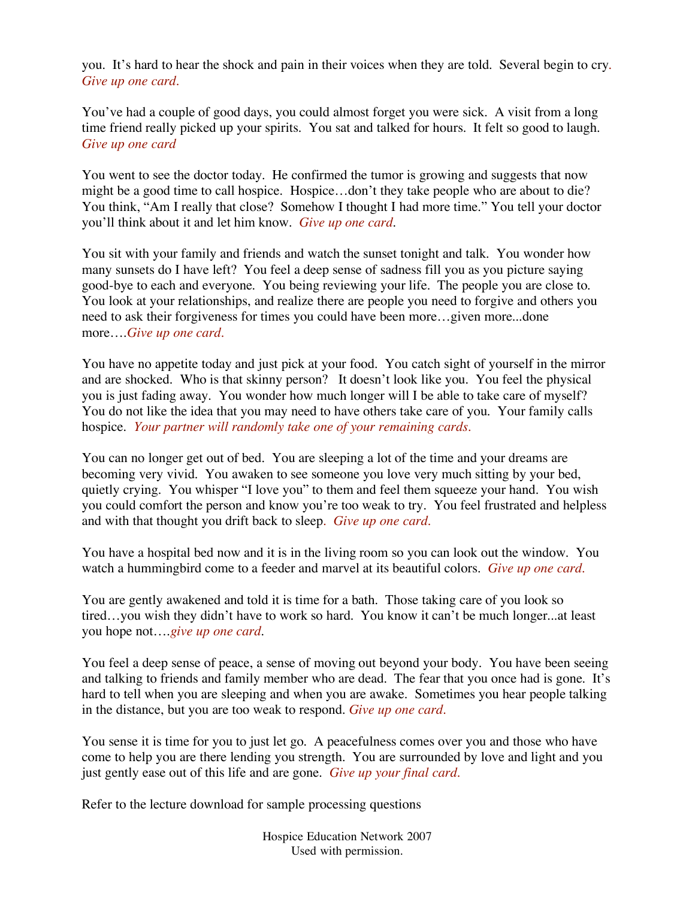you. It's hard to hear the shock and pain in their voices when they are told. Several begin to cry. *Give up one card.*

You've had a couple of good days, you could almost forget you were sick. A visit from a long time friend really picked up your spirits. You sat and talked for hours. It felt so good to laugh. *Give up one card*

You went to see the doctor today. He confirmed the tumor is growing and suggests that now might be a good time to call hospice. Hospice…don't they take people who are about to die? You think, "Am I really that close? Somehow I thought I had more time." You tell your doctor you'll think about it and let him know. *Give up one card.*

You sit with your family and friends and watch the sunset tonight and talk. You wonder how many sunsets do I have left? You feel a deep sense of sadness fill you as you picture saying good-bye to each and everyone. You being reviewing your life. The people you are close to. You look at your relationships, and realize there are people you need to forgive and others you need to ask their forgiveness for times you could have been more…given more...done more….*Give up one card.*

You have no appetite today and just pick at your food. You catch sight of yourself in the mirror and are shocked. Who is that skinny person? It doesn't look like you. You feel the physical you is just fading away. You wonder how much longer will I be able to take care of myself? You do not like the idea that you may need to have others take care of you. Your family calls hospice. *Your partner will randomly take one of your remaining cards.*

You can no longer get out of bed. You are sleeping a lot of the time and your dreams are becoming very vivid. You awaken to see someone you love very much sitting by your bed, quietly crying. You whisper "I love you" to them and feel them squeeze your hand. You wish you could comfort the person and know you're too weak to try. You feel frustrated and helpless and with that thought you drift back to sleep. *Give up one card.*

You have a hospital bed now and it is in the living room so you can look out the window. You watch a hummingbird come to a feeder and marvel at its beautiful colors. *Give up one card.*

You are gently awakened and told it is time for a bath. Those taking care of you look so tired…you wish they didn't have to work so hard. You know it can't be much longer...at least you hope not….*give up one card.*

You feel a deep sense of peace, a sense of moving out beyond your body. You have been seeing and talking to friends and family member who are dead. The fear that you once had is gone. It's hard to tell when you are sleeping and when you are awake. Sometimes you hear people talking in the distance, but you are too weak to respond. *Give up one card.*

You sense it is time for you to just let go. A peacefulness comes over you and those who have come to help you are there lending you strength. You are surrounded by love and light and you just gently ease out of this life and are gone. *Give up your final card.*

Refer to the lecture download for sample processing questions

Hospice Education Network 2007
Used with permission.